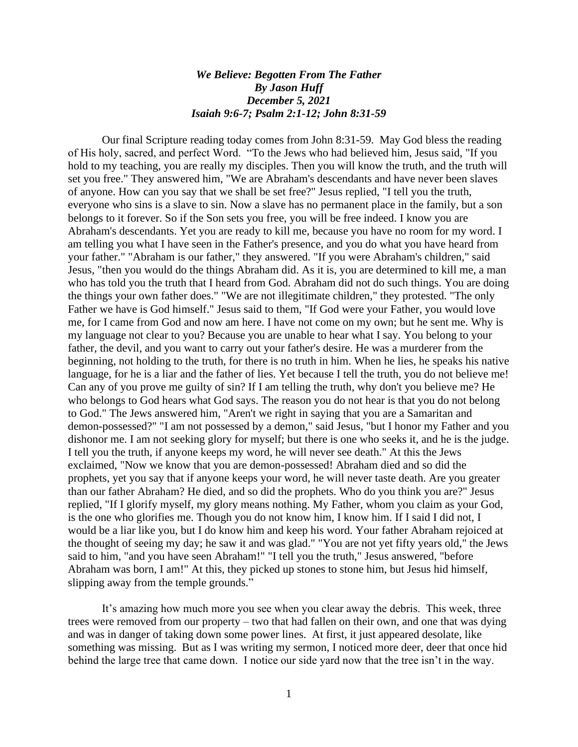***We Believe: Begotten From The Father***
***By Jason Huff***
***December 5, 2021***
***Isaiah 9:6-7; Psalm 2:1-12; John 8:31-59***

Our final Scripture reading today comes from John 8:31-59. May God bless the reading of His holy, sacred, and perfect Word. "To the Jews who had believed him, Jesus said, "If you hold to my teaching, you are really my disciples. Then you will know the truth, and the truth will set you free." They answered him, "We are Abraham's descendants and have never been slaves of anyone. How can you say that we shall be set free?" Jesus replied, "I tell you the truth, everyone who sins is a slave to sin. Now a slave has no permanent place in the family, but a son belongs to it forever. So if the Son sets you free, you will be free indeed. I know you are Abraham's descendants. Yet you are ready to kill me, because you have no room for my word. I am telling you what I have seen in the Father's presence, and you do what you have heard from your father." "Abraham is our father," they answered. "If you were Abraham's children," said Jesus, "then you would do the things Abraham did. As it is, you are determined to kill me, a man who has told you the truth that I heard from God. Abraham did not do such things. You are doing the things your own father does." "We are not illegitimate children," they protested. "The only Father we have is God himself." Jesus said to them, "If God were your Father, you would love me, for I came from God and now am here. I have not come on my own; but he sent me. Why is my language not clear to you? Because you are unable to hear what I say. You belong to your father, the devil, and you want to carry out your father's desire. He was a murderer from the beginning, not holding to the truth, for there is no truth in him. When he lies, he speaks his native language, for he is a liar and the father of lies. Yet because I tell the truth, you do not believe me! Can any of you prove me guilty of sin? If I am telling the truth, why don't you believe me? He who belongs to God hears what God says. The reason you do not hear is that you do not belong to God." The Jews answered him, "Aren't we right in saying that you are a Samaritan and demon-possessed?" "I am not possessed by a demon," said Jesus, "but I honor my Father and you dishonor me. I am not seeking glory for myself; but there is one who seeks it, and he is the judge. I tell you the truth, if anyone keeps my word, he will never see death." At this the Jews exclaimed, "Now we know that you are demon-possessed! Abraham died and so did the prophets, yet you say that if anyone keeps your word, he will never taste death. Are you greater than our father Abraham? He died, and so did the prophets. Who do you think you are?" Jesus replied, "If I glorify myself, my glory means nothing. My Father, whom you claim as your God, is the one who glorifies me. Though you do not know him, I know him. If I said I did not, I would be a liar like you, but I do know him and keep his word. Your father Abraham rejoiced at the thought of seeing my day; he saw it and was glad." "You are not yet fifty years old," the Jews said to him, "and you have seen Abraham!" "I tell you the truth," Jesus answered, "before Abraham was born, I am!" At this, they picked up stones to stone him, but Jesus hid himself, slipping away from the temple grounds."

It's amazing how much more you see when you clear away the debris. This week, three trees were removed from our property – two that had fallen on their own, and one that was dying and was in danger of taking down some power lines. At first, it just appeared desolate, like something was missing. But as I was writing my sermon, I noticed more deer, deer that once hid behind the large tree that came down. I notice our side yard now that the tree isn't in the way.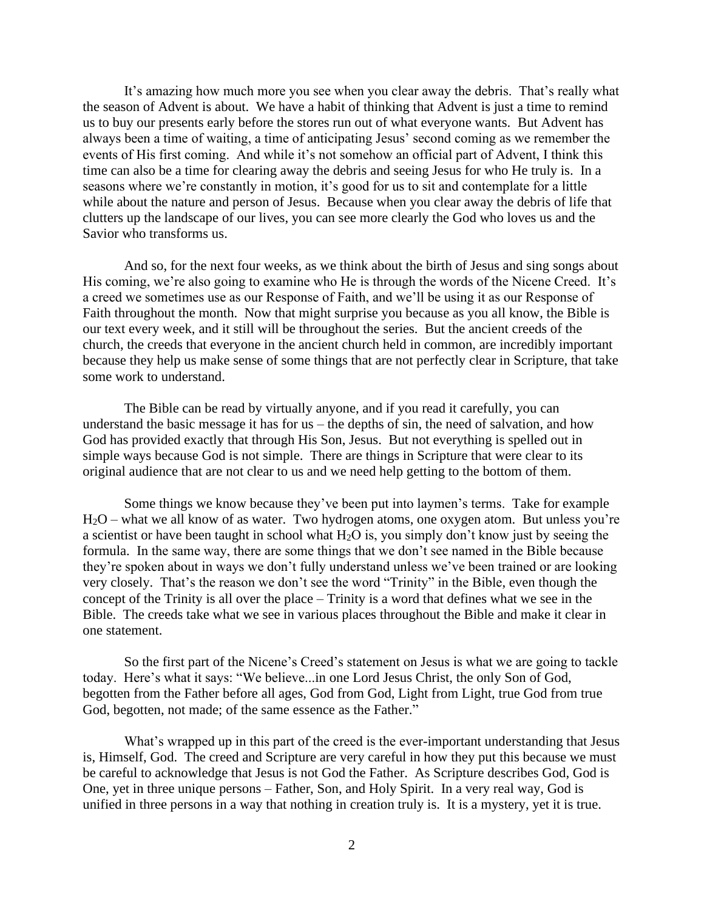It's amazing how much more you see when you clear away the debris. That's really what the season of Advent is about. We have a habit of thinking that Advent is just a time to remind us to buy our presents early before the stores run out of what everyone wants. But Advent has always been a time of waiting, a time of anticipating Jesus' second coming as we remember the events of His first coming. And while it's not somehow an official part of Advent, I think this time can also be a time for clearing away the debris and seeing Jesus for who He truly is. In a seasons where we're constantly in motion, it's good for us to sit and contemplate for a little while about the nature and person of Jesus. Because when you clear away the debris of life that clutters up the landscape of our lives, you can see more clearly the God who loves us and the Savior who transforms us.

And so, for the next four weeks, as we think about the birth of Jesus and sing songs about His coming, we're also going to examine who He is through the words of the Nicene Creed. It's a creed we sometimes use as our Response of Faith, and we'll be using it as our Response of Faith throughout the month. Now that might surprise you because as you all know, the Bible is our text every week, and it still will be throughout the series. But the ancient creeds of the church, the creeds that everyone in the ancient church held in common, are incredibly important because they help us make sense of some things that are not perfectly clear in Scripture, that take some work to understand.

The Bible can be read by virtually anyone, and if you read it carefully, you can understand the basic message it has for us – the depths of sin, the need of salvation, and how God has provided exactly that through His Son, Jesus. But not everything is spelled out in simple ways because God is not simple. There are things in Scripture that were clear to its original audience that are not clear to us and we need help getting to the bottom of them.

Some things we know because they've been put into laymen's terms. Take for example $H_2O$ – what we all know of as water. Two hydrogen atoms, one oxygen atom. But unless you're a scientist or have been taught in school what $H_2O$ is, you simply don't know just by seeing the formula. In the same way, there are some things that we don't see named in the Bible because they're spoken about in ways we don't fully understand unless we've been trained or are looking very closely. That's the reason we don't see the word "Trinity" in the Bible, even though the concept of the Trinity is all over the place – Trinity is a word that defines what we see in the Bible. The creeds take what we see in various places throughout the Bible and make it clear in one statement.

So the first part of the Nicene's Creed's statement on Jesus is what we are going to tackle today. Here's what it says: "We believe...in one Lord Jesus Christ, the only Son of God, begotten from the Father before all ages, God from God, Light from Light, true God from true God, begotten, not made; of the same essence as the Father."

What's wrapped up in this part of the creed is the ever-important understanding that Jesus is, Himself, God. The creed and Scripture are very careful in how they put this because we must be careful to acknowledge that Jesus is not God the Father. As Scripture describes God, God is One, yet in three unique persons – Father, Son, and Holy Spirit. In a very real way, God is unified in three persons in a way that nothing in creation truly is. It is a mystery, yet it is true.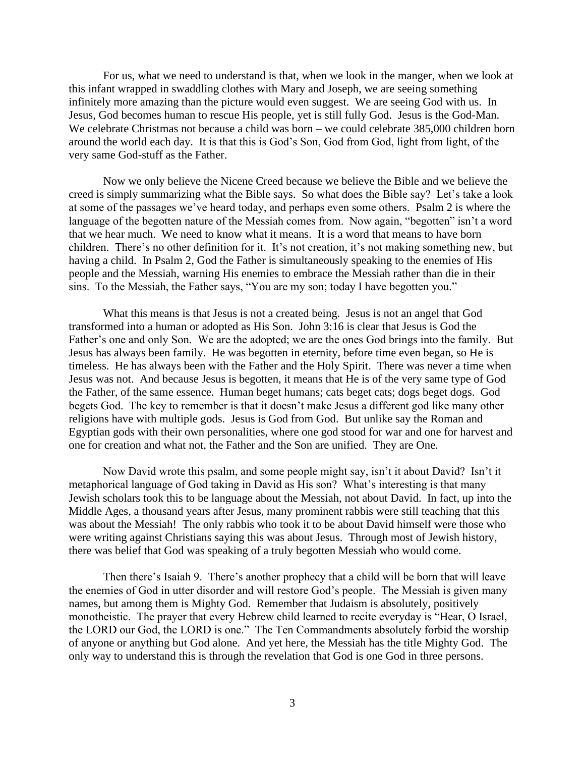For us, what we need to understand is that, when we look in the manger, when we look at this infant wrapped in swaddling clothes with Mary and Joseph, we are seeing something infinitely more amazing than the picture would even suggest. We are seeing God with us. In Jesus, God becomes human to rescue His people, yet is still fully God. Jesus is the God-Man. We celebrate Christmas not because a child was born – we could celebrate 385,000 children born around the world each day. It is that this is God's Son, God from God, light from light, of the very same God-stuff as the Father.

Now we only believe the Nicene Creed because we believe the Bible and we believe the creed is simply summarizing what the Bible says. So what does the Bible say? Let's take a look at some of the passages we've heard today, and perhaps even some others. Psalm 2 is where the language of the begotten nature of the Messiah comes from. Now again, "begotten" isn't a word that we hear much. We need to know what it means. It is a word that means to have born children. There's no other definition for it. It's not creation, it's not making something new, but having a child. In Psalm 2, God the Father is simultaneously speaking to the enemies of His people and the Messiah, warning His enemies to embrace the Messiah rather than die in their sins. To the Messiah, the Father says, "You are my son; today I have begotten you."

What this means is that Jesus is not a created being. Jesus is not an angel that God transformed into a human or adopted as His Son. John 3:16 is clear that Jesus is God the Father's one and only Son. We are the adopted; we are the ones God brings into the family. But Jesus has always been family. He was begotten in eternity, before time even began, so He is timeless. He has always been with the Father and the Holy Spirit. There was never a time when Jesus was not. And because Jesus is begotten, it means that He is of the very same type of God the Father, of the same essence. Human beget humans; cats beget cats; dogs beget dogs. God begets God. The key to remember is that it doesn't make Jesus a different god like many other religions have with multiple gods. Jesus is God from God. But unlike say the Roman and Egyptian gods with their own personalities, where one god stood for war and one for harvest and one for creation and what not, the Father and the Son are unified. They are One.

Now David wrote this psalm, and some people might say, isn't it about David? Isn't it metaphorical language of God taking in David as His son? What's interesting is that many Jewish scholars took this to be language about the Messiah, not about David. In fact, up into the Middle Ages, a thousand years after Jesus, many prominent rabbis were still teaching that this was about the Messiah! The only rabbis who took it to be about David himself were those who were writing against Christians saying this was about Jesus. Through most of Jewish history, there was belief that God was speaking of a truly begotten Messiah who would come.

Then there's Isaiah 9. There's another prophecy that a child will be born that will leave the enemies of God in utter disorder and will restore God's people. The Messiah is given many names, but among them is Mighty God. Remember that Judaism is absolutely, positively monotheistic. The prayer that every Hebrew child learned to recite everyday is "Hear, O Israel, the LORD our God, the LORD is one." The Ten Commandments absolutely forbid the worship of anyone or anything but God alone. And yet here, the Messiah has the title Mighty God. The only way to understand this is through the revelation that God is one God in three persons.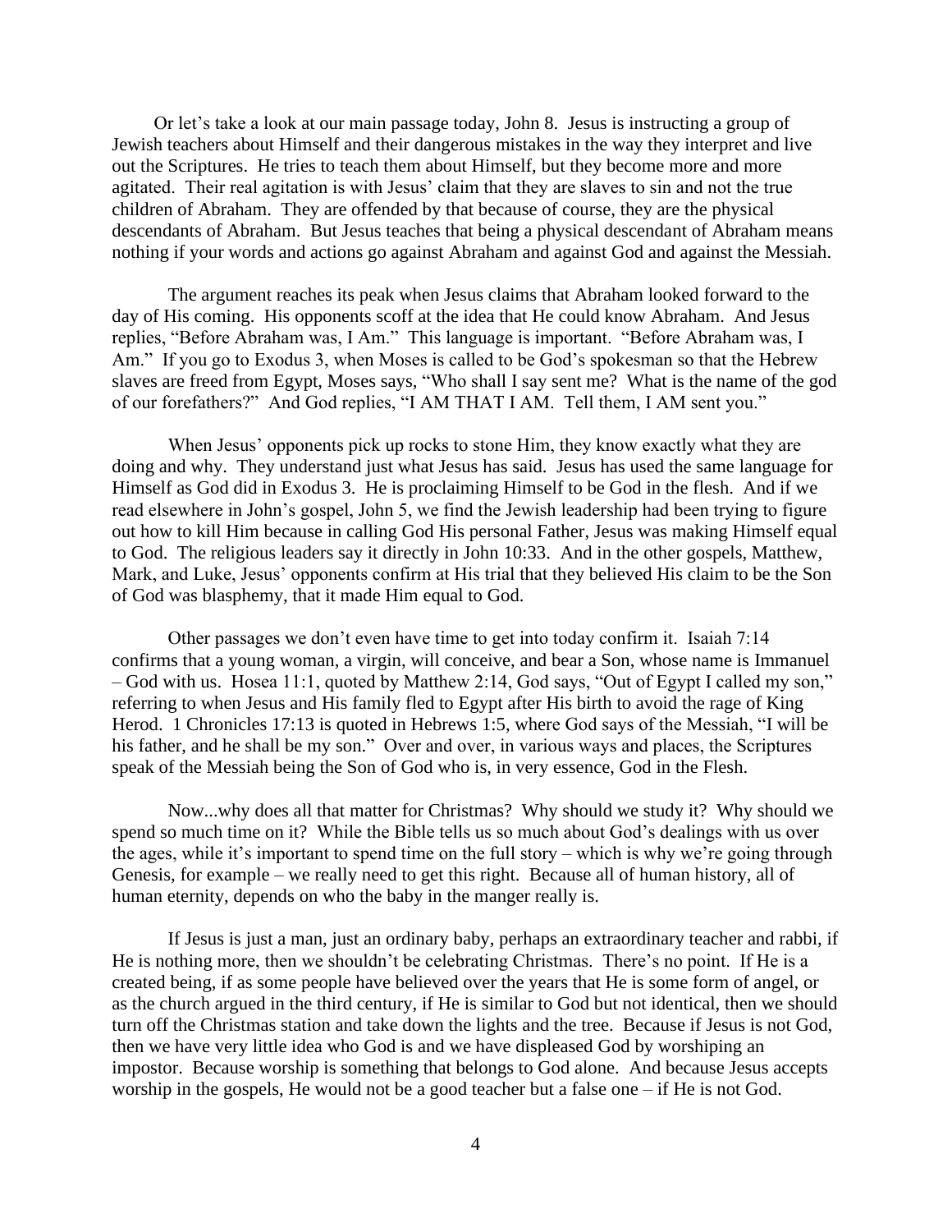Or let's take a look at our main passage today, John 8. Jesus is instructing a group of Jewish teachers about Himself and their dangerous mistakes in the way they interpret and live out the Scriptures. He tries to teach them about Himself, but they become more and more agitated. Their real agitation is with Jesus' claim that they are slaves to sin and not the true children of Abraham. They are offended by that because of course, they are the physical descendants of Abraham. But Jesus teaches that being a physical descendant of Abraham means nothing if your words and actions go against Abraham and against God and against the Messiah.

The argument reaches its peak when Jesus claims that Abraham looked forward to the day of His coming. His opponents scoff at the idea that He could know Abraham. And Jesus replies, "Before Abraham was, I Am." This language is important. "Before Abraham was, I Am." If you go to Exodus 3, when Moses is called to be God's spokesman so that the Hebrew slaves are freed from Egypt, Moses says, "Who shall I say sent me? What is the name of the god of our forefathers?" And God replies, "I AM THAT I AM. Tell them, I AM sent you."

When Jesus' opponents pick up rocks to stone Him, they know exactly what they are doing and why. They understand just what Jesus has said. Jesus has used the same language for Himself as God did in Exodus 3. He is proclaiming Himself to be God in the flesh. And if we read elsewhere in John's gospel, John 5, we find the Jewish leadership had been trying to figure out how to kill Him because in calling God His personal Father, Jesus was making Himself equal to God. The religious leaders say it directly in John 10:33. And in the other gospels, Matthew, Mark, and Luke, Jesus' opponents confirm at His trial that they believed His claim to be the Son of God was blasphemy, that it made Him equal to God.

Other passages we don't even have time to get into today confirm it. Isaiah 7:14 confirms that a young woman, a virgin, will conceive, and bear a Son, whose name is Immanuel – God with us. Hosea 11:1, quoted by Matthew 2:14, God says, "Out of Egypt I called my son," referring to when Jesus and His family fled to Egypt after His birth to avoid the rage of King Herod. 1 Chronicles 17:13 is quoted in Hebrews 1:5, where God says of the Messiah, "I will be his father, and he shall be my son." Over and over, in various ways and places, the Scriptures speak of the Messiah being the Son of God who is, in very essence, God in the Flesh.

Now...why does all that matter for Christmas? Why should we study it? Why should we spend so much time on it? While the Bible tells us so much about God's dealings with us over the ages, while it's important to spend time on the full story – which is why we're going through Genesis, for example – we really need to get this right. Because all of human history, all of human eternity, depends on who the baby in the manger really is.

If Jesus is just a man, just an ordinary baby, perhaps an extraordinary teacher and rabbi, if He is nothing more, then we shouldn't be celebrating Christmas. There's no point. If He is a created being, if as some people have believed over the years that He is some form of angel, or as the church argued in the third century, if He is similar to God but not identical, then we should turn off the Christmas station and take down the lights and the tree. Because if Jesus is not God, then we have very little idea who God is and we have displeased God by worshiping an impostor. Because worship is something that belongs to God alone. And because Jesus accepts worship in the gospels, He would not be a good teacher but a false one – if He is not God.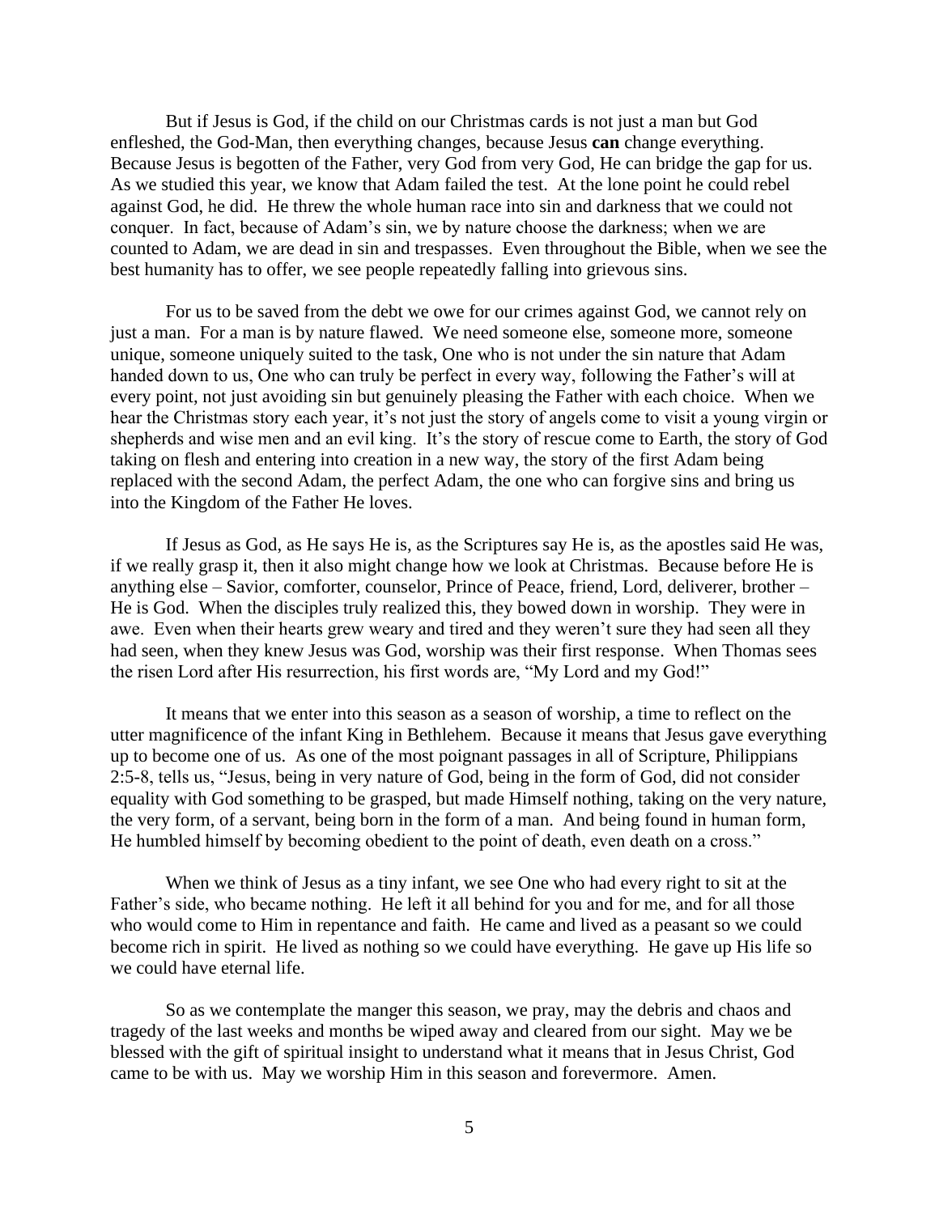But if Jesus is God, if the child on our Christmas cards is not just a man but God enfleshed, the God-Man, then everything changes, because Jesus **can** change everything. Because Jesus is begotten of the Father, very God from very God, He can bridge the gap for us. As we studied this year, we know that Adam failed the test. At the lone point he could rebel against God, he did. He threw the whole human race into sin and darkness that we could not conquer. In fact, because of Adam's sin, we by nature choose the darkness; when we are counted to Adam, we are dead in sin and trespasses. Even throughout the Bible, when we see the best humanity has to offer, we see people repeatedly falling into grievous sins.

For us to be saved from the debt we owe for our crimes against God, we cannot rely on just a man. For a man is by nature flawed. We need someone else, someone more, someone unique, someone uniquely suited to the task, One who is not under the sin nature that Adam handed down to us, One who can truly be perfect in every way, following the Father's will at every point, not just avoiding sin but genuinely pleasing the Father with each choice. When we hear the Christmas story each year, it's not just the story of angels come to visit a young virgin or shepherds and wise men and an evil king. It's the story of rescue come to Earth, the story of God taking on flesh and entering into creation in a new way, the story of the first Adam being replaced with the second Adam, the perfect Adam, the one who can forgive sins and bring us into the Kingdom of the Father He loves.

If Jesus as God, as He says He is, as the Scriptures say He is, as the apostles said He was, if we really grasp it, then it also might change how we look at Christmas. Because before He is anything else – Savior, comforter, counselor, Prince of Peace, friend, Lord, deliverer, brother – He is God. When the disciples truly realized this, they bowed down in worship. They were in awe. Even when their hearts grew weary and tired and they weren't sure they had seen all they had seen, when they knew Jesus was God, worship was their first response. When Thomas sees the risen Lord after His resurrection, his first words are, "My Lord and my God!"

It means that we enter into this season as a season of worship, a time to reflect on the utter magnificence of the infant King in Bethlehem. Because it means that Jesus gave everything up to become one of us. As one of the most poignant passages in all of Scripture, Philippians 2:5-8, tells us, "Jesus, being in very nature of God, being in the form of God, did not consider equality with God something to be grasped, but made Himself nothing, taking on the very nature, the very form, of a servant, being born in the form of a man. And being found in human form, He humbled himself by becoming obedient to the point of death, even death on a cross."

When we think of Jesus as a tiny infant, we see One who had every right to sit at the Father's side, who became nothing. He left it all behind for you and for me, and for all those who would come to Him in repentance and faith. He came and lived as a peasant so we could become rich in spirit. He lived as nothing so we could have everything. He gave up His life so we could have eternal life.

So as we contemplate the manger this season, we pray, may the debris and chaos and tragedy of the last weeks and months be wiped away and cleared from our sight. May we be blessed with the gift of spiritual insight to understand what it means that in Jesus Christ, God came to be with us. May we worship Him in this season and forevermore. Amen.